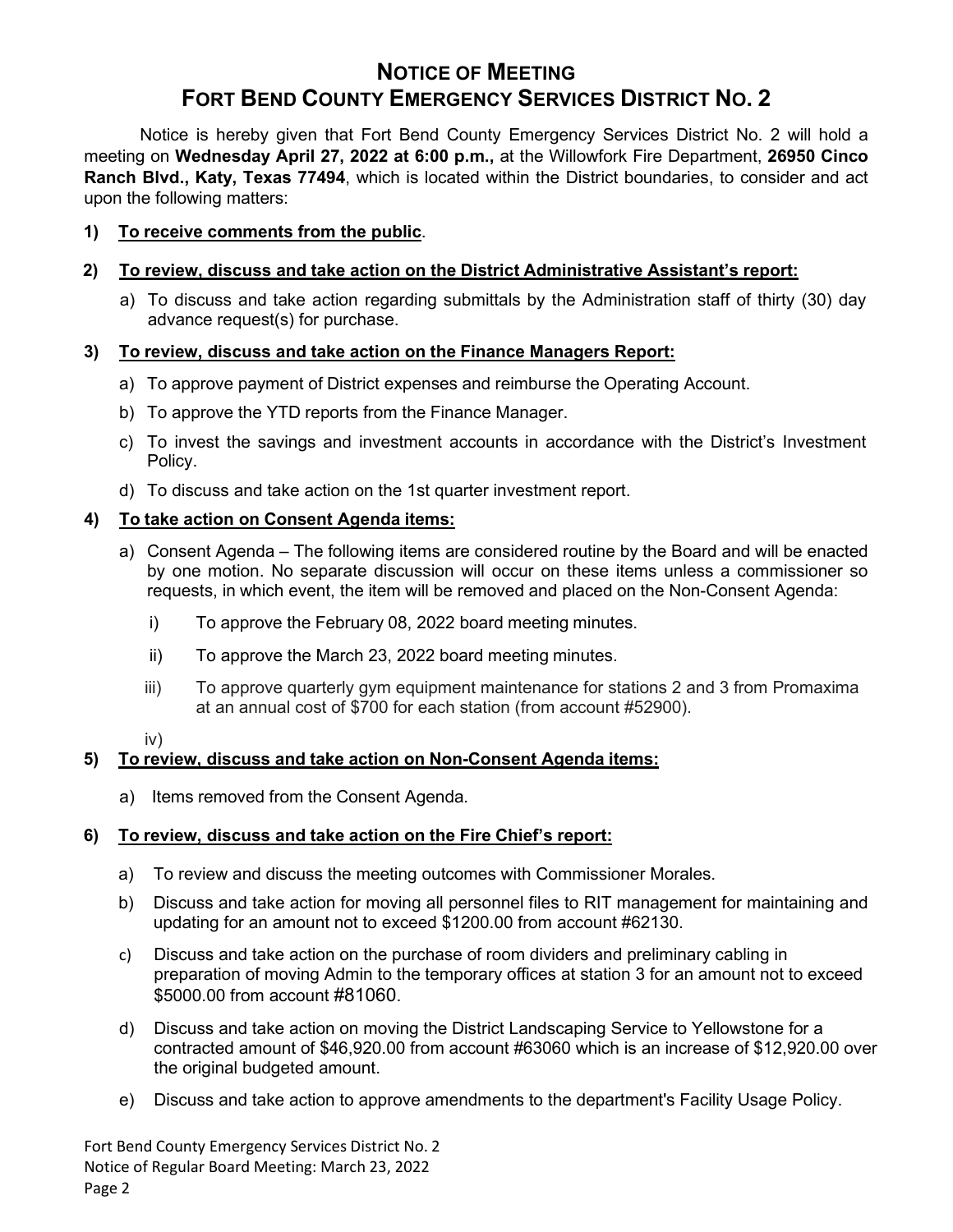# NOTICE OF MEETING
# FORT BEND COUNTY EMERGENCY SERVICES DISTRICT NO. 2

Notice is hereby given that Fort Bend County Emergency Services District No. 2 will hold a meeting on **Wednesday April 27, 2022 at 6:00 p.m.,** at the Willowfork Fire Department, **26950 Cinco Ranch Blvd., Katy, Texas 77494**, which is located within the District boundaries, to consider and act upon the following matters:

**1) To receive comments from the public**.

**2) To review, discuss and take action on the District Administrative Assistant's report:**

a) To discuss and take action regarding submittals by the Administration staff of thirty (30) day advance request(s) for purchase.

**3) To review, discuss and take action on the Finance Managers Report:**

a) To approve payment of District expenses and reimburse the Operating Account.

b) To approve the YTD reports from the Finance Manager.

c) To invest the savings and investment accounts in accordance with the District's Investment Policy.

d) To discuss and take action on the 1st quarter investment report.

**4) To take action on Consent Agenda items:**

a) Consent Agenda – The following items are considered routine by the Board and will be enacted by one motion. No separate discussion will occur on these items unless a commissioner so requests, in which event, the item will be removed and placed on the Non-Consent Agenda:

i) To approve the February 08, 2022 board meeting minutes.

ii) To approve the March 23, 2022 board meeting minutes.

iii) To approve quarterly gym equipment maintenance for stations 2 and 3 from Promaxima at an annual cost of $700 for each station (from account #52900).

iv)

**5) To review, discuss and take action on Non-Consent Agenda items:**

a) Items removed from the Consent Agenda.

**6) To review, discuss and take action on the Fire Chief's report:**

a) To review and discuss the meeting outcomes with Commissioner Morales.

b) Discuss and take action for moving all personnel files to RIT management for maintaining and updating for an amount not to exceed $1200.00 from account #62130.

c) Discuss and take action on the purchase of room dividers and preliminary cabling in preparation of moving Admin to the temporary offices at station 3 for an amount not to exceed $5000.00 from account #81060.

d) Discuss and take action on moving the District Landscaping Service to Yellowstone for a contracted amount of $46,920.00 from account #63060 which is an increase of $12,920.00 over the original budgeted amount.

e) Discuss and take action to approve amendments to the department's Facility Usage Policy.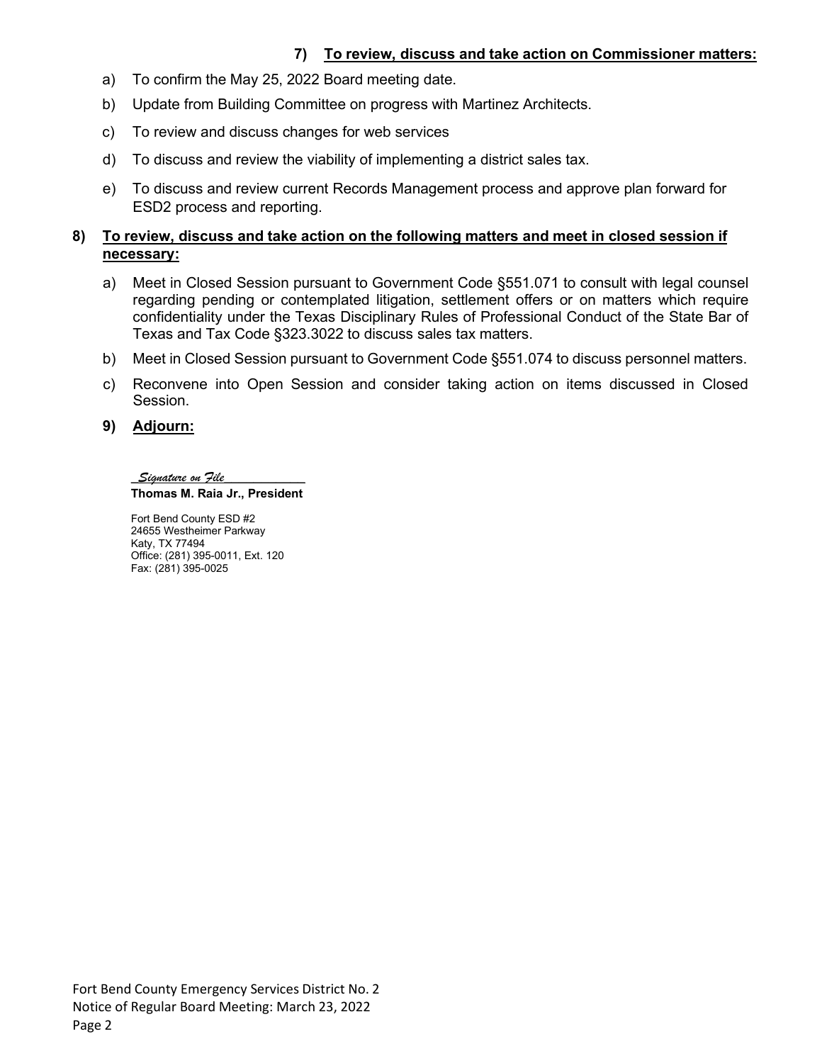**7) To review, discuss and take action on Commissioner matters:**

a) To confirm the May 25, 2022 Board meeting date.

b) Update from Building Committee on progress with Martinez Architects.

c) To review and discuss changes for web services

d) To discuss and review the viability of implementing a district sales tax.

e) To discuss and review current Records Management process and approve plan forward for ESD2 process and reporting.

**8) To review, discuss and take action on the following matters and meet in closed session if necessary:**

a) Meet in Closed Session pursuant to Government Code §551.071 to consult with legal counsel regarding pending or contemplated litigation, settlement offers or on matters which require confidentiality under the Texas Disciplinary Rules of Professional Conduct of the State Bar of Texas and Tax Code §323.3022 to discuss sales tax matters.

b) Meet in Closed Session pursuant to Government Code §551.074 to discuss personnel matters.

c) Reconvene into Open Session and consider taking action on items discussed in Closed Session.

**9) Adjourn:**

*Signature on File*
**Thomas M. Raia Jr., President**

Fort Bend County ESD #2
24655 Westheimer Parkway
Katy, TX 77494
Office: (281) 395-0011, Ext. 120
Fax: (281) 395-0025